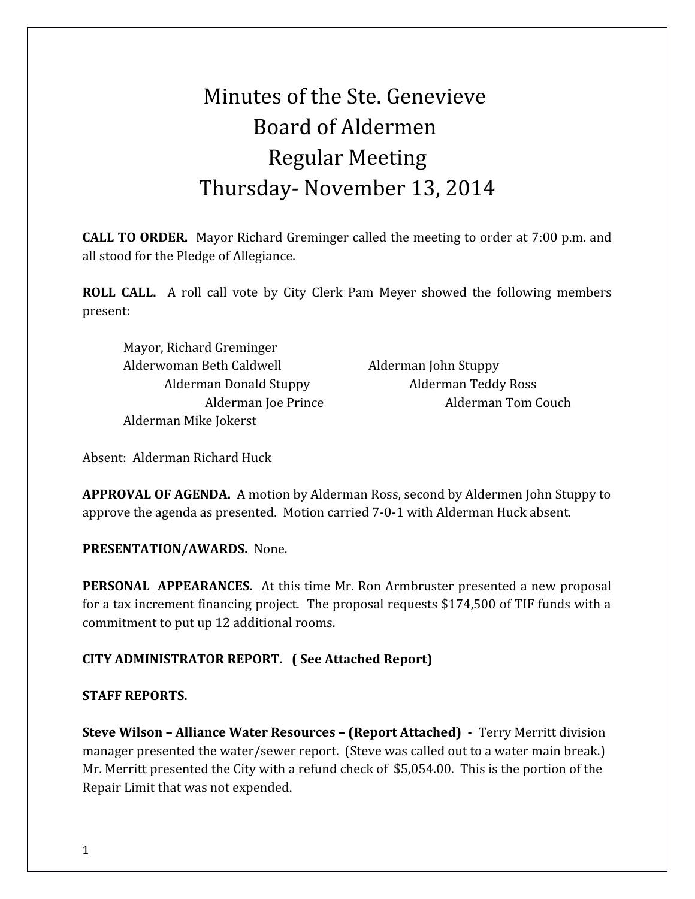# Minutes of the Ste. Genevieve Board of Aldermen Regular Meeting Thursday- November 13, 2014

**CALL TO ORDER.** Mayor Richard Greminger called the meeting to order at 7:00 p.m. and all stood for the Pledge of Allegiance.

**ROLL CALL.** A roll call vote by City Clerk Pam Meyer showed the following members present:

Mayor, Richard Greminger
Alderwoman Beth Caldwell
Alderman John Stuppy
Alderman Donald Stuppy
Alderman Teddy Ross
Alderman Joe Prince
Alderman Tom Couch
Alderman Mike Jokerst

Absent: Alderman Richard Huck

**APPROVAL OF AGENDA.** A motion by Alderman Ross, second by Aldermen John Stuppy to approve the agenda as presented. Motion carried 7-0-1 with Alderman Huck absent.

**PRESENTATION/AWARDS.** None.

**PERSONAL APPEARANCES.** At this time Mr. Ron Armbruster presented a new proposal for a tax increment financing project. The proposal requests $174,500 of TIF funds with a commitment to put up 12 additional rooms.

**CITY ADMINISTRATOR REPORT. ( See Attached Report)**

**STAFF REPORTS.**

**Steve Wilson – Alliance Water Resources – (Report Attached) -** Terry Merritt division manager presented the water/sewer report. (Steve was called out to a water main break.) Mr. Merritt presented the City with a refund check of $5,054.00. This is the portion of the Repair Limit that was not expended.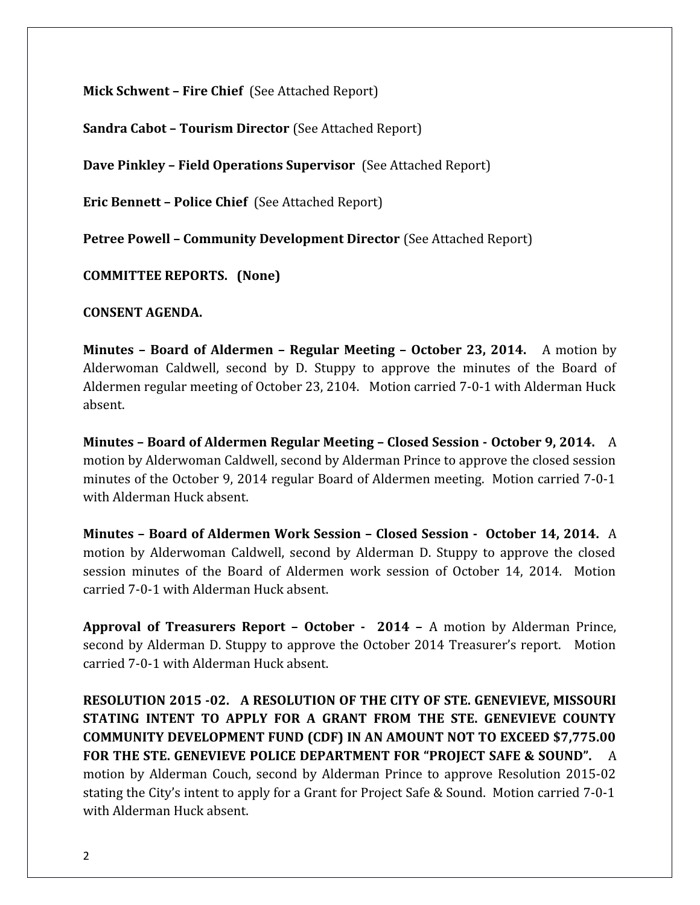**Mick Schwent – Fire Chief** (See Attached Report)

**Sandra Cabot – Tourism Director** (See Attached Report)

**Dave Pinkley – Field Operations Supervisor** (See Attached Report)

**Eric Bennett – Police Chief** (See Attached Report)

**Petree Powell – Community Development Director** (See Attached Report)

**COMMITTEE REPORTS. (None)**

**CONSENT AGENDA.**

**Minutes – Board of Aldermen – Regular Meeting – October 23, 2014.** A motion by Alderwoman Caldwell, second by D. Stuppy to approve the minutes of the Board of Aldermen regular meeting of October 23, 2104. Motion carried 7-0-1 with Alderman Huck absent.

**Minutes – Board of Aldermen Regular Meeting – Closed Session - October 9, 2014.** A motion by Alderwoman Caldwell, second by Alderman Prince to approve the closed session minutes of the October 9, 2014 regular Board of Aldermen meeting. Motion carried 7-0-1 with Alderman Huck absent.

**Minutes – Board of Aldermen Work Session – Closed Session - October 14, 2014.** A motion by Alderwoman Caldwell, second by Alderman D. Stuppy to approve the closed session minutes of the Board of Aldermen work session of October 14, 2014. Motion carried 7-0-1 with Alderman Huck absent.

**Approval of Treasurers Report – October - 2014 –** A motion by Alderman Prince, second by Alderman D. Stuppy to approve the October 2014 Treasurer's report. Motion carried 7-0-1 with Alderman Huck absent.

**RESOLUTION 2015 -02. A RESOLUTION OF THE CITY OF STE. GENEVIEVE, MISSOURI STATING INTENT TO APPLY FOR A GRANT FROM THE STE. GENEVIEVE COUNTY COMMUNITY DEVELOPMENT FUND (CDF) IN AN AMOUNT NOT TO EXCEED $7,775.00 FOR THE STE. GENEVIEVE POLICE DEPARTMENT FOR "PROJECT SAFE & SOUND".** A motion by Alderman Couch, second by Alderman Prince to approve Resolution 2015-02 stating the City's intent to apply for a Grant for Project Safe & Sound. Motion carried 7-0-1 with Alderman Huck absent.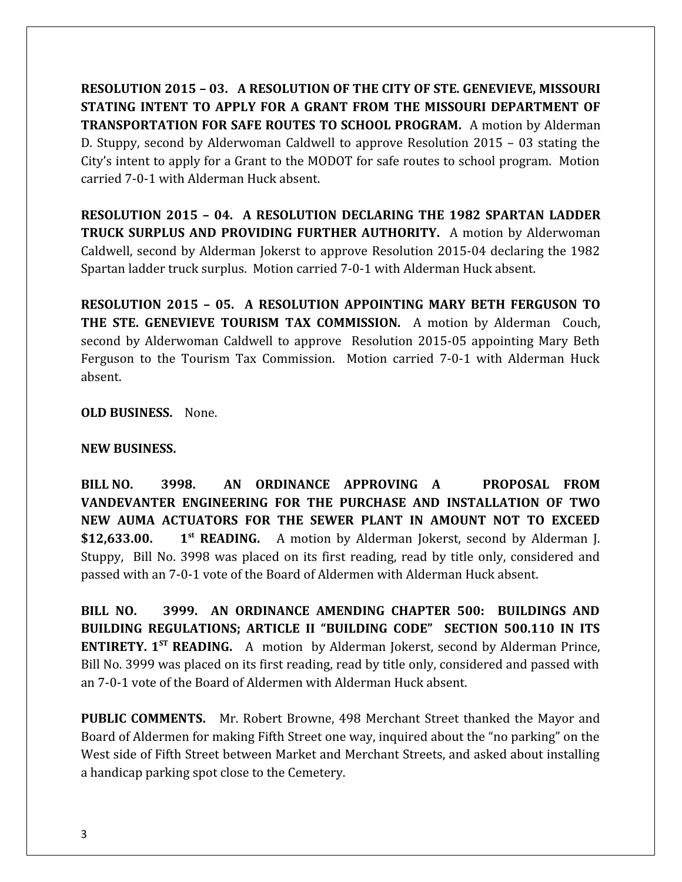**RESOLUTION 2015 – 03. A RESOLUTION OF THE CITY OF STE. GENEVIEVE, MISSOURI STATING INTENT TO APPLY FOR A GRANT FROM THE MISSOURI DEPARTMENT OF TRANSPORTATION FOR SAFE ROUTES TO SCHOOL PROGRAM.** A motion by Alderman D. Stuppy, second by Alderwoman Caldwell to approve Resolution 2015 – 03 stating the City's intent to apply for a Grant to the MODOT for safe routes to school program. Motion carried 7-0-1 with Alderman Huck absent.

**RESOLUTION 2015 – 04. A RESOLUTION DECLARING THE 1982 SPARTAN LADDER TRUCK SURPLUS AND PROVIDING FURTHER AUTHORITY.** A motion by Alderwoman Caldwell, second by Alderman Jokerst to approve Resolution 2015-04 declaring the 1982 Spartan ladder truck surplus. Motion carried 7-0-1 with Alderman Huck absent.

**RESOLUTION 2015 – 05. A RESOLUTION APPOINTING MARY BETH FERGUSON TO THE STE. GENEVIEVE TOURISM TAX COMMISSION.** A motion by Alderman Couch, second by Alderwoman Caldwell to approve Resolution 2015-05 appointing Mary Beth Ferguson to the Tourism Tax Commission. Motion carried 7-0-1 with Alderman Huck absent.

**OLD BUSINESS.** None.

**NEW BUSINESS.**

**BILL NO. 3998. AN ORDINANCE APPROVING A PROPOSAL FROM VANDEVANTER ENGINEERING FOR THE PURCHASE AND INSTALLATION OF TWO NEW AUMA ACTUATORS FOR THE SEWER PLANT IN AMOUNT NOT TO EXCEED $12,633.00. 1st READING.** A motion by Alderman Jokerst, second by Alderman J. Stuppy, Bill No. 3998 was placed on its first reading, read by title only, considered and passed with an 7-0-1 vote of the Board of Aldermen with Alderman Huck absent.

**BILL NO. 3999. AN ORDINANCE AMENDING CHAPTER 500: BUILDINGS AND BUILDING REGULATIONS; ARTICLE II "BUILDING CODE" SECTION 500.110 IN ITS ENTIRETY. 1ST READING.** A motion by Alderman Jokerst, second by Alderman Prince, Bill No. 3999 was placed on its first reading, read by title only, considered and passed with an 7-0-1 vote of the Board of Aldermen with Alderman Huck absent.

**PUBLIC COMMENTS.** Mr. Robert Browne, 498 Merchant Street thanked the Mayor and Board of Aldermen for making Fifth Street one way, inquired about the "no parking" on the West side of Fifth Street between Market and Merchant Streets, and asked about installing a handicap parking spot close to the Cemetery.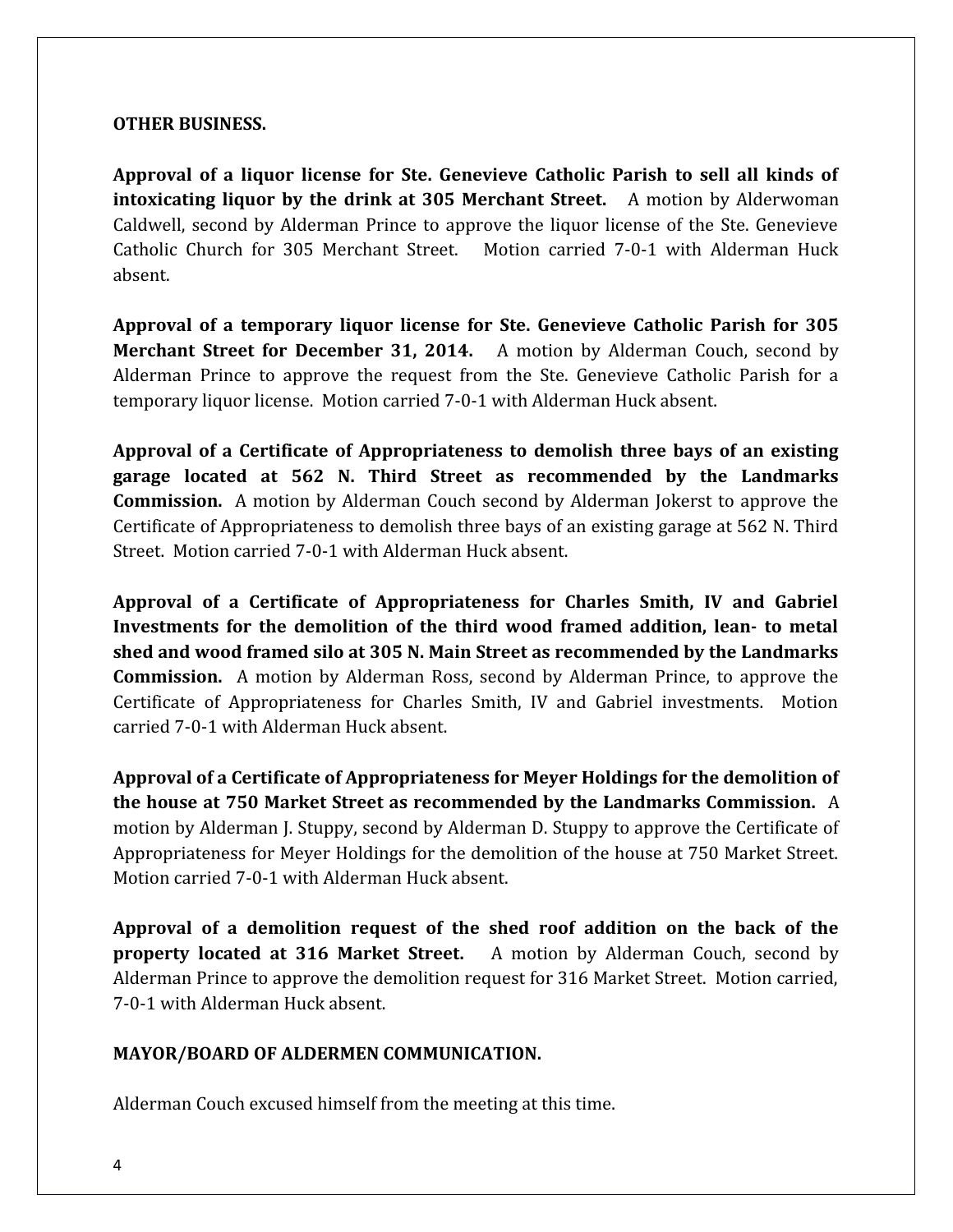**OTHER BUSINESS.**

**Approval of a liquor license for Ste. Genevieve Catholic Parish to sell all kinds of intoxicating liquor by the drink at 305 Merchant Street.** A motion by Alderwoman Caldwell, second by Alderman Prince to approve the liquor license of the Ste. Genevieve Catholic Church for 305 Merchant Street. Motion carried 7-0-1 with Alderman Huck absent.

**Approval of a temporary liquor license for Ste. Genevieve Catholic Parish for 305 Merchant Street for December 31, 2014.** A motion by Alderman Couch, second by Alderman Prince to approve the request from the Ste. Genevieve Catholic Parish for a temporary liquor license. Motion carried 7-0-1 with Alderman Huck absent.

**Approval of a Certificate of Appropriateness to demolish three bays of an existing garage located at 562 N. Third Street as recommended by the Landmarks Commission.** A motion by Alderman Couch second by Alderman Jokerst to approve the Certificate of Appropriateness to demolish three bays of an existing garage at 562 N. Third Street. Motion carried 7-0-1 with Alderman Huck absent.

**Approval of a Certificate of Appropriateness for Charles Smith, IV and Gabriel Investments for the demolition of the third wood framed addition, lean- to metal shed and wood framed silo at 305 N. Main Street as recommended by the Landmarks Commission.** A motion by Alderman Ross, second by Alderman Prince, to approve the Certificate of Appropriateness for Charles Smith, IV and Gabriel investments. Motion carried 7-0-1 with Alderman Huck absent.

**Approval of a Certificate of Appropriateness for Meyer Holdings for the demolition of the house at 750 Market Street as recommended by the Landmarks Commission.** A motion by Alderman J. Stuppy, second by Alderman D. Stuppy to approve the Certificate of Appropriateness for Meyer Holdings for the demolition of the house at 750 Market Street. Motion carried 7-0-1 with Alderman Huck absent.

**Approval of a demolition request of the shed roof addition on the back of the property located at 316 Market Street.** A motion by Alderman Couch, second by Alderman Prince to approve the demolition request for 316 Market Street. Motion carried, 7-0-1 with Alderman Huck absent.

**MAYOR/BOARD OF ALDERMEN COMMUNICATION.**

Alderman Couch excused himself from the meeting at this time.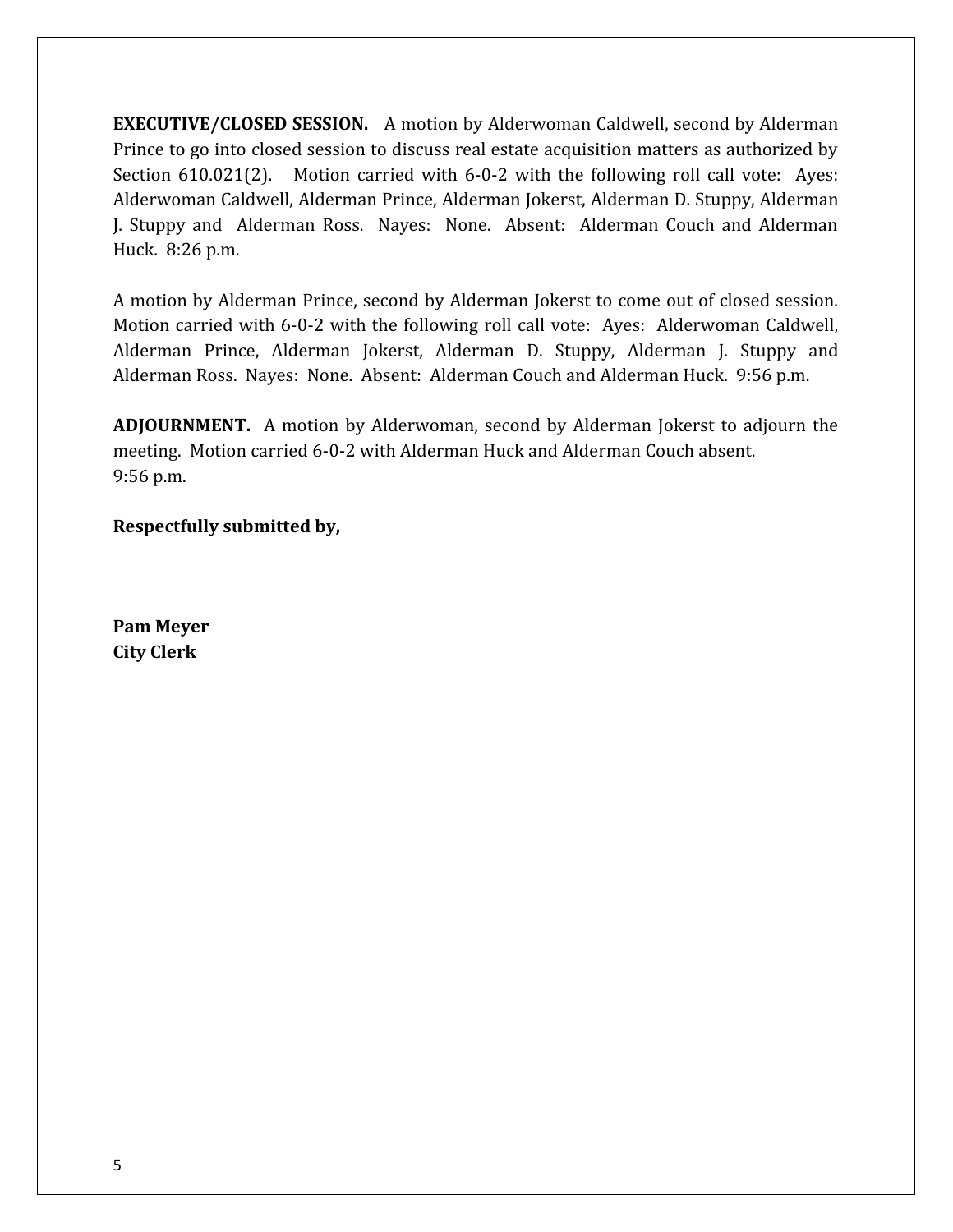**EXECUTIVE/CLOSED SESSION.** A motion by Alderwoman Caldwell, second by Alderman Prince to go into closed session to discuss real estate acquisition matters as authorized by Section 610.021(2). Motion carried with 6-0-2 with the following roll call vote: Ayes: Alderwoman Caldwell, Alderman Prince, Alderman Jokerst, Alderman D. Stuppy, Alderman J. Stuppy and Alderman Ross. Nayes: None. Absent: Alderman Couch and Alderman Huck. 8:26 p.m.

A motion by Alderman Prince, second by Alderman Jokerst to come out of closed session. Motion carried with 6-0-2 with the following roll call vote: Ayes: Alderwoman Caldwell, Alderman Prince, Alderman Jokerst, Alderman D. Stuppy, Alderman J. Stuppy and Alderman Ross. Nayes: None. Absent: Alderman Couch and Alderman Huck. 9:56 p.m.

**ADJOURNMENT.** A motion by Alderwoman, second by Alderman Jokerst to adjourn the meeting. Motion carried 6-0-2 with Alderman Huck and Alderman Couch absent.
9:56 p.m.

**Respectfully submitted by,**

**Pam Meyer**
**City Clerk**